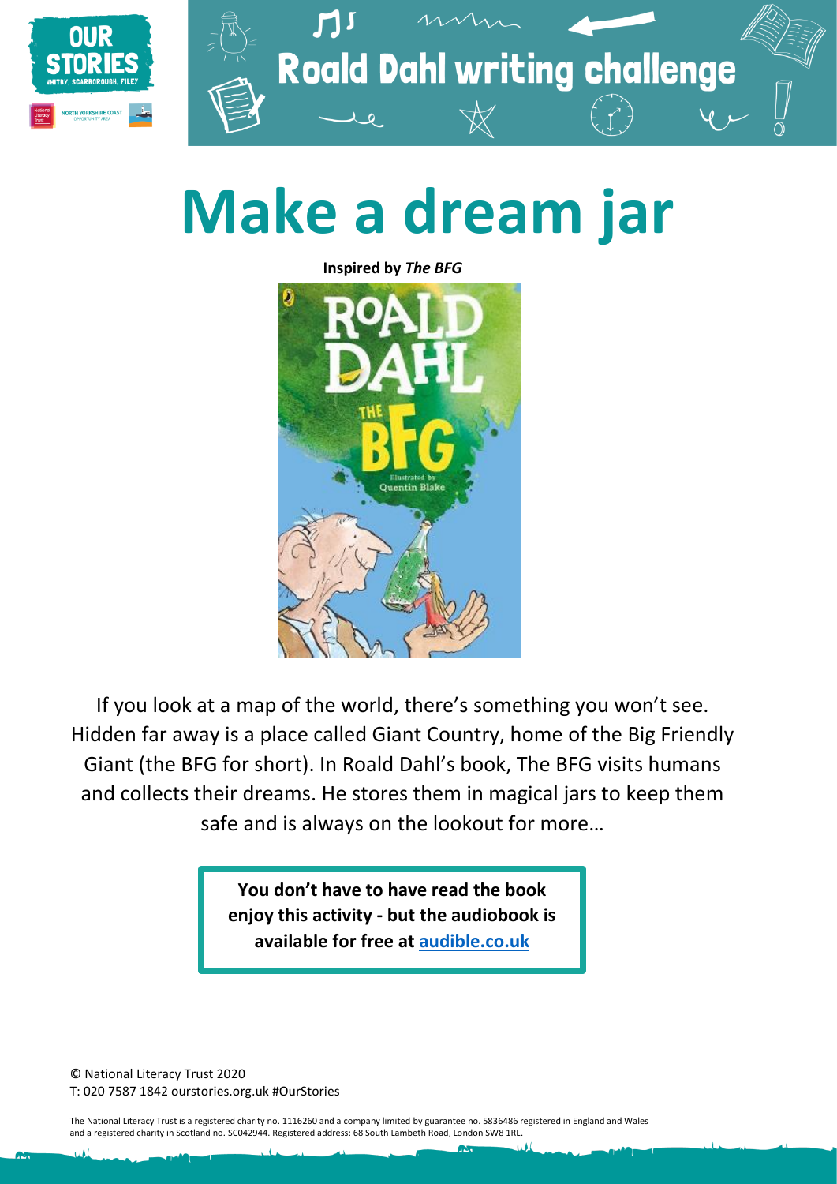# Roald Dahl writing challenge

# Make a dream jar

**Inspired by *The BFG***

If you look at a map of the world, there's something you won't see. Hidden far away is a place called Giant Country, home of the Big Friendly Giant (the BFG for short). In Roald Dahl's book, The BFG visits humans and collects their dreams. He stores them in magical jars to keep them safe and is always on the lookout for more…

**You don't have to have read the book enjoy this activity - but the audiobook is available for free at [audible.co.uk](audible.co.uk)**

© National Literacy Trust 2020
T: 020 7587 1842 ourstories.org.uk #OurStories

The National Literacy Trust is a registered charity no. 1116260 and a company limited by guarantee no. 5836486 registered in England and Wales and a registered charity in Scotland no. SC042944. Registered address: 68 South Lambeth Road, London SW8 1RL.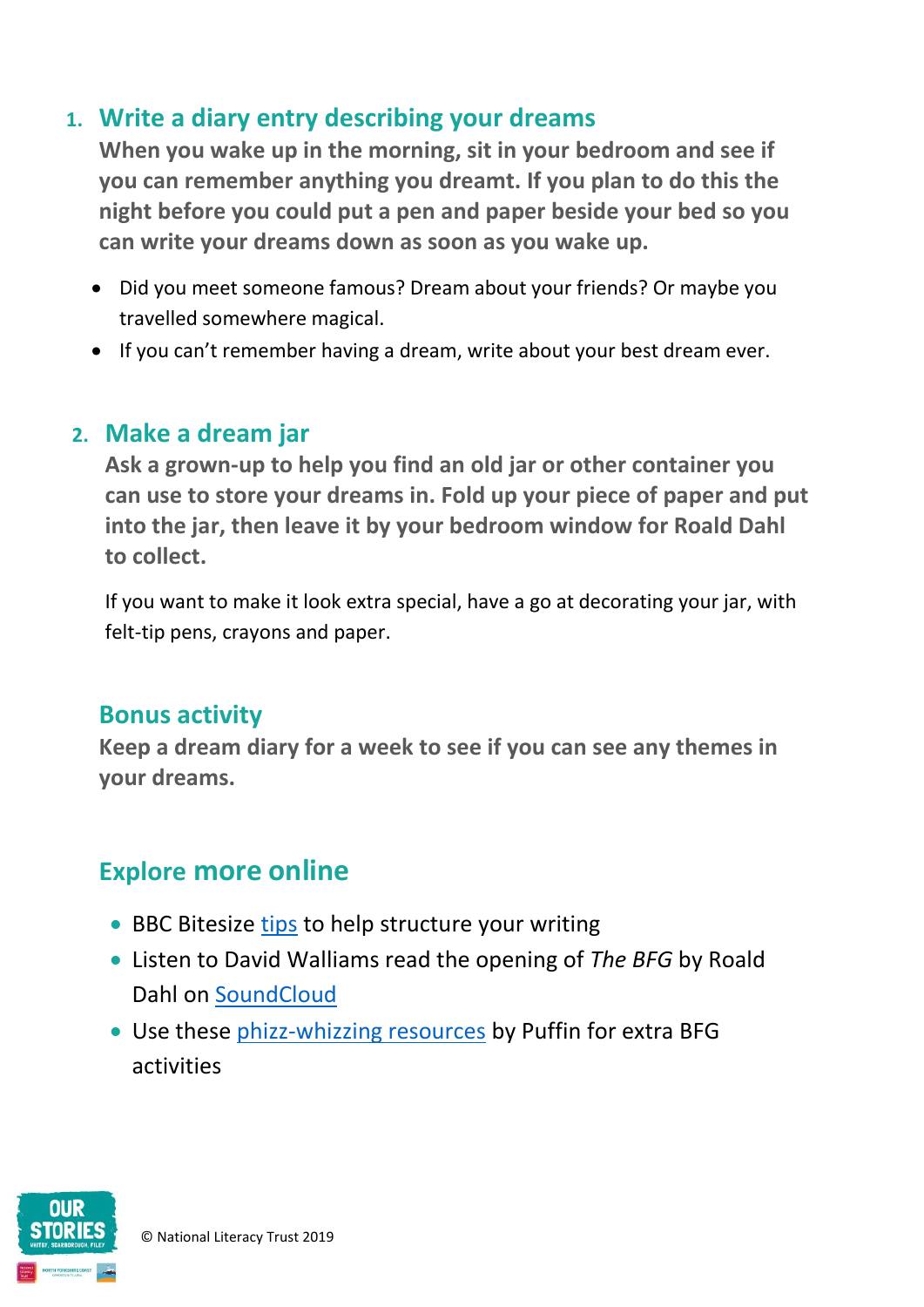## 1. Write a diary entry describing your dreams

**When you wake up in the morning, sit in your bedroom and see if you can remember anything you dreamt. If you plan to do this the night before you could put a pen and paper beside your bed so you can write your dreams down as soon as you wake up.**

- Did you meet someone famous? Dream about your friends? Or maybe you travelled somewhere magical.
- If you can't remember having a dream, write about your best dream ever.

## 2. Make a dream jar

**Ask a grown-up to help you find an old jar or other container you can use to store your dreams in. Fold up your piece of paper and put into the jar, then leave it by your bedroom window for Roald Dahl to collect.**

If you want to make it look extra special, have a go at decorating your jar, with felt-tip pens, crayons and paper.

### Bonus activity

**Keep a dream diary for a week to see if you can see any themes in your dreams.**

## Explore more online

- BBC Bitesize tips to help structure your writing
- Listen to David Walliams read the opening of *The BFG* by Roald Dahl on SoundCloud
- Use these phizz-whizzing resources by Puffin for extra BFG activities

© National Literacy Trust 2019